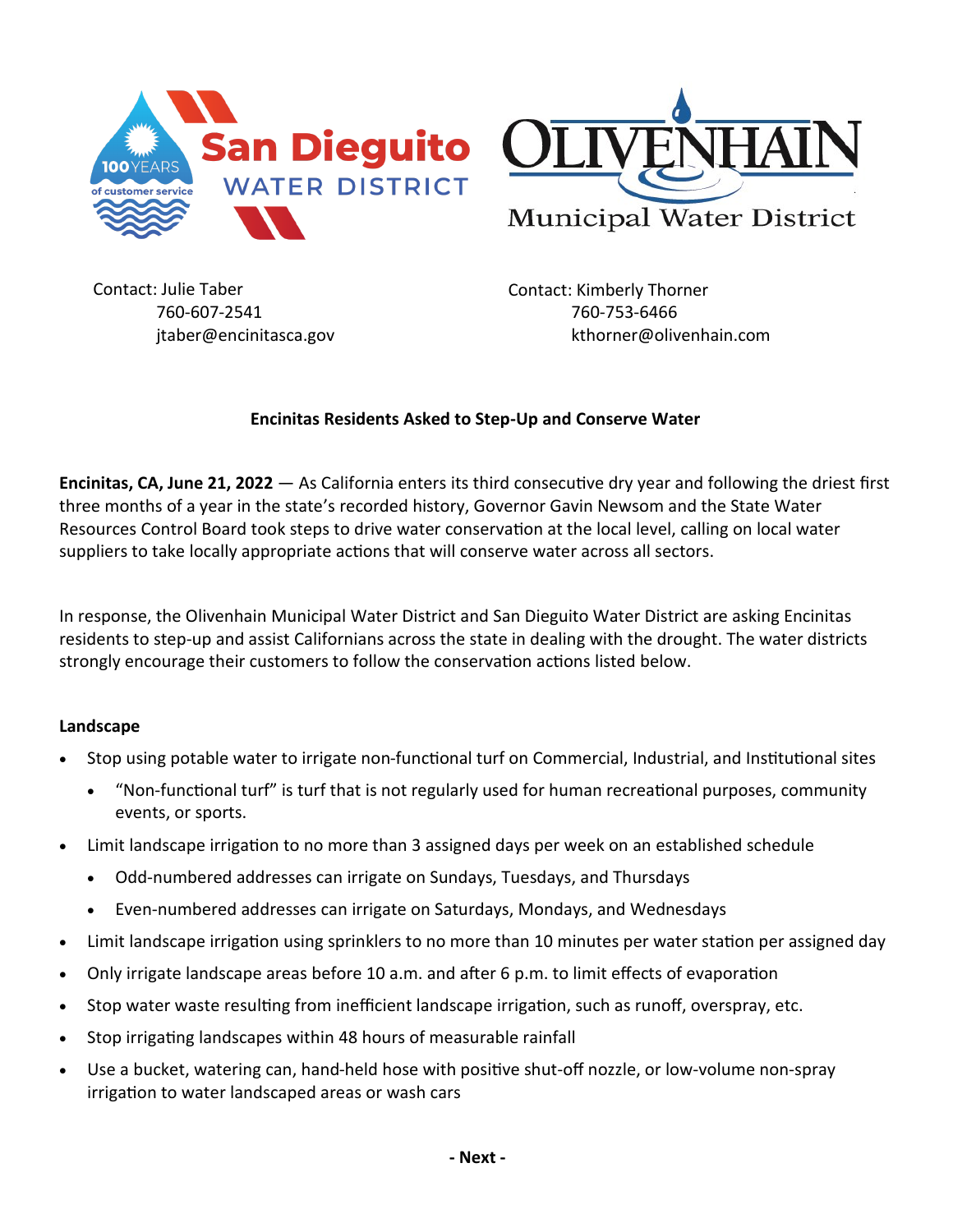San Dieguito WATER DISTRICT

OLIVENHAIN Municipal Water District

Contact: Julie Taber
760-607-2541
jtaber@encinitasca.gov

Contact: Kimberly Thorner
760-753-6466
kthorner@olivenhain.com

## Encinitas Residents Asked to Step-Up and Conserve Water

**Encinitas, CA, June 21, 2022** — As California enters its third consecutive dry year and following the driest first three months of a year in the state's recorded history, Governor Gavin Newsom and the State Water Resources Control Board took steps to drive water conservation at the local level, calling on local water suppliers to take locally appropriate actions that will conserve water across all sectors.

In response, the Olivenhain Municipal Water District and San Dieguito Water District are asking Encinitas residents to step-up and assist Californians across the state in dealing with the drought. The water districts strongly encourage their customers to follow the conservation actions listed below.

**Landscape**

- Stop using potable water to irrigate non-functional turf on Commercial, Industrial, and Institutional sites
  - "Non-functional turf" is turf that is not regularly used for human recreational purposes, community events, or sports.
- Limit landscape irrigation to no more than 3 assigned days per week on an established schedule
  - Odd-numbered addresses can irrigate on Sundays, Tuesdays, and Thursdays
  - Even-numbered addresses can irrigate on Saturdays, Mondays, and Wednesdays
- Limit landscape irrigation using sprinklers to no more than 10 minutes per water station per assigned day
- Only irrigate landscape areas before 10 a.m. and after 6 p.m. to limit effects of evaporation
- Stop water waste resulting from inefficient landscape irrigation, such as runoff, overspray, etc.
- Stop irrigating landscapes within 48 hours of measurable rainfall
- Use a bucket, watering can, hand-held hose with positive shut-off nozzle, or low-volume non-spray irrigation to water landscaped areas or wash cars

**- Next -**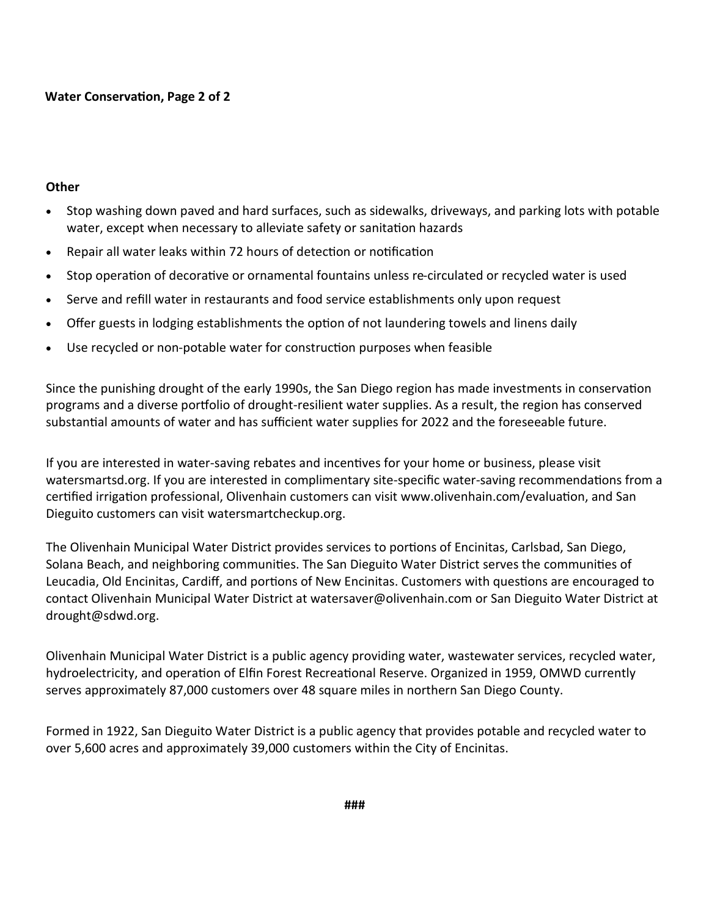## Other

- Stop washing down paved and hard surfaces, such as sidewalks, driveways, and parking lots with potable water, except when necessary to alleviate safety or sanitation hazards
- Repair all water leaks within 72 hours of detection or notification
- Stop operation of decorative or ornamental fountains unless re-circulated or recycled water is used
- Serve and refill water in restaurants and food service establishments only upon request
- Offer guests in lodging establishments the option of not laundering towels and linens daily
- Use recycled or non-potable water for construction purposes when feasible

Since the punishing drought of the early 1990s, the San Diego region has made investments in conservation programs and a diverse portfolio of drought-resilient water supplies. As a result, the region has conserved substantial amounts of water and has sufficient water supplies for 2022 and the foreseeable future.

If you are interested in water-saving rebates and incentives for your home or business, please visit watersmartsd.org. If you are interested in complimentary site-specific water-saving recommendations from a certified irrigation professional, Olivenhain customers can visit www.olivenhain.com/evaluation, and San Dieguito customers can visit watersmartcheckup.org.

The Olivenhain Municipal Water District provides services to portions of Encinitas, Carlsbad, San Diego, Solana Beach, and neighboring communities. The San Dieguito Water District serves the communities of Leucadia, Old Encinitas, Cardiff, and portions of New Encinitas. Customers with questions are encouraged to contact Olivenhain Municipal Water District at watersaver@olivenhain.com or San Dieguito Water District at drought@sdwd.org.

Olivenhain Municipal Water District is a public agency providing water, wastewater services, recycled water, hydroelectricity, and operation of Elfin Forest Recreational Reserve. Organized in 1959, OMWD currently serves approximately 87,000 customers over 48 square miles in northern San Diego County.

Formed in 1922, San Dieguito Water District is a public agency that provides potable and recycled water to over 5,600 acres and approximately 39,000 customers within the City of Encinitas.

###